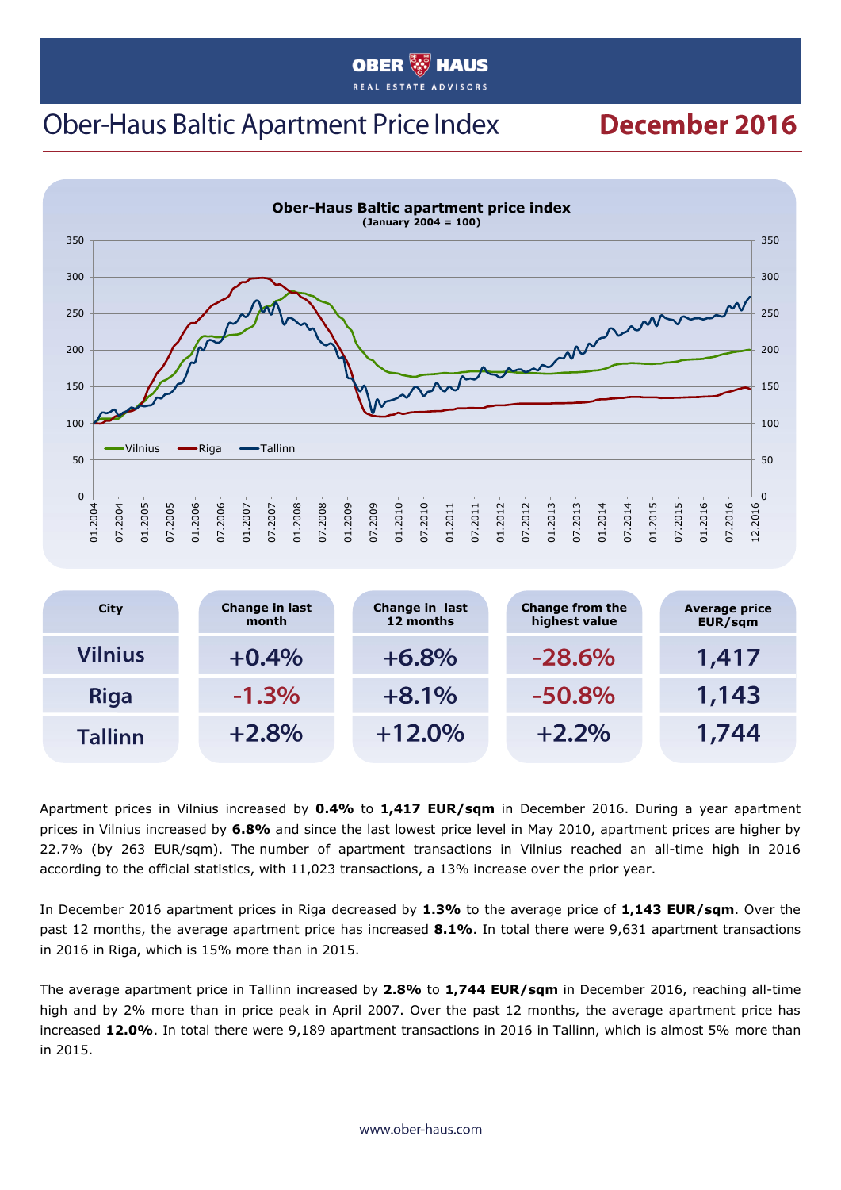# Ober-Haus Baltic Apartment Price Index

## December 2016

| City | Change in last month | Change in last 12 months | Change from the highest value | Average price EUR/sqm |
|---|---|---|---|---|
| Vilnius | +0.4% | +6.8% | -28.6% | 1,417 |
| Riga | -1.3% | +8.1% | -50.8% | 1,143 |
| Tallinn | +2.8% | +12.0% | +2.2% | 1,744 |

Apartment prices in Vilnius increased by **0.4%** to **1,417 EUR/sqm** in December 2016. During a year apartment prices in Vilnius increased by **6.8%** and since the last lowest price level in May 2010, apartment prices are higher by 22.7% (by 263 EUR/sqm). The number of apartment transactions in Vilnius reached an all-time high in 2016 according to the official statistics, with 11,023 transactions, a 13% increase over the prior year.

In December 2016 apartment prices in Riga decreased by **1.3%** to the average price of **1,143 EUR/sqm**. Over the past 12 months, the average apartment price has increased **8.1%**. In total there were 9,631 apartment transactions in 2016 in Riga, which is 15% more than in 2015.

The average apartment price in Tallinn increased by **2.8%** to **1,744 EUR/sqm** in December 2016, reaching all-time high and by 2% more than in price peak in April 2007. Over the past 12 months, the average apartment price has increased **12.0%**. In total there were 9,189 apartment transactions in 2016 in Tallinn, which is almost 5% more than in 2015.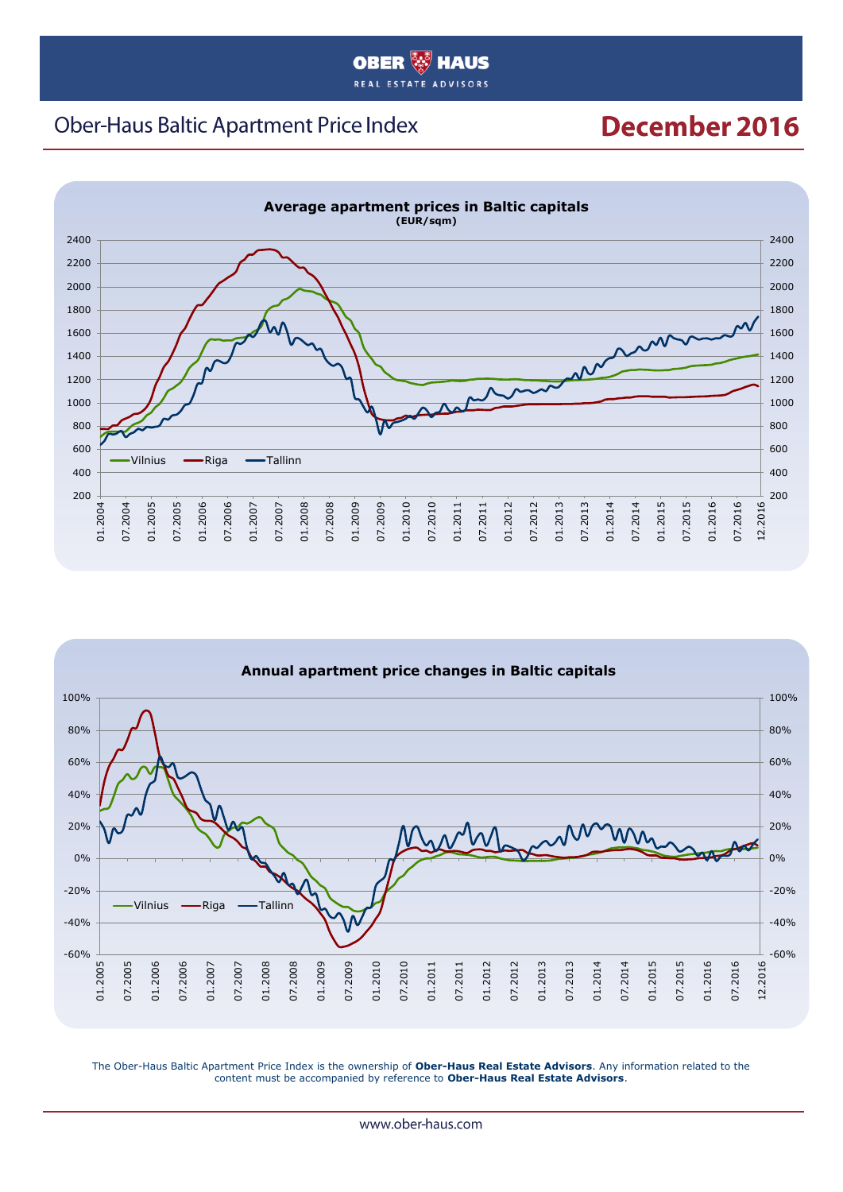OBER HAUS

REAL ESTATE ADVISORS

# Ober-Haus Baltic Apartment Price Index

## December 2016

**Average apartment prices in Baltic capitals**
**(EUR/sqm)**

2400
2200
2000
1800
1600
1400
1200
1000
800
600
400
200

Vilnius
Riga
Tallinn

01.2004 07.2004 01.2005 07.2005 01.2006 07.2006 01.2007 07.2007 01.2008 07.2008 01.2009 07.2009 01.2010 07.2010 01.2011 07.2011 01.2012 07.2012 01.2013 07.2013 01.2014 07.2014 01.2015 07.2015 01.2016 07.2016 12.2016

**Annual apartment price changes in Baltic capitals**

100%
80%
60%
40%
20%
0%
-20%
-40%
-60%

Vilnius
Riga
Tallinn

01.2005 07.2005 01.2006 07.2006 01.2007 07.2007 01.2008 07.2008 01.2009 07.2009 01.2010 07.2010 01.2011 07.2011 01.2012 07.2012 01.2013 07.2013 01.2014 07.2014 01.2015 07.2015 01.2016 07.2016 12.2016

The Ober-Haus Baltic Apartment Price Index is the ownership of **Ober-Haus Real Estate Advisors**. Any information related to the content must be accompanied by reference to **Ober-Haus Real Estate Advisors**.

www.ober-haus.com